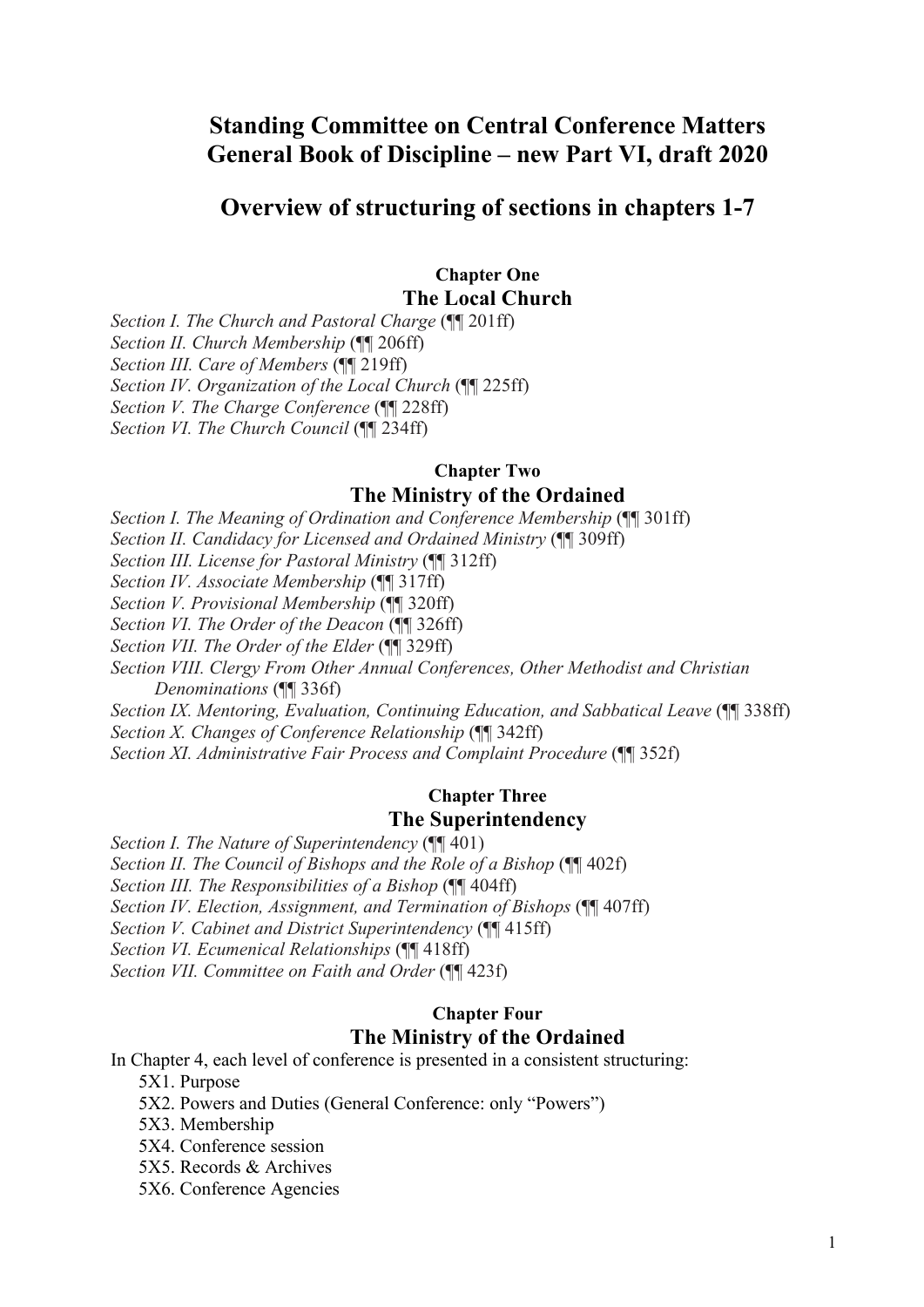# Standing Committee on Central Conference Matters
# General Book of Discipline – new Part VI, draft 2020

## Overview of structuring of sections in chapters 1-7

### Chapter One
### The Local Church

*Section I. The Church and Pastoral Charge* (¶¶ 201ff)
*Section II. Church Membership* (¶¶ 206ff)
*Section III. Care of Members* (¶¶ 219ff)
*Section IV. Organization of the Local Church* (¶¶ 225ff)
*Section V. The Charge Conference* (¶¶ 228ff)
*Section VI. The Church Council* (¶¶ 234ff)

### Chapter Two
### The Ministry of the Ordained

*Section I. The Meaning of Ordination and Conference Membership* (¶¶ 301ff)
*Section II. Candidacy for Licensed and Ordained Ministry* (¶¶ 309ff)
*Section III. License for Pastoral Ministry* (¶¶ 312ff)
*Section IV. Associate Membership* (¶¶ 317ff)
*Section V. Provisional Membership* (¶¶ 320ff)
*Section VI. The Order of the Deacon* (¶¶ 326ff)
*Section VII. The Order of the Elder* (¶¶ 329ff)
*Section VIII. Clergy From Other Annual Conferences, Other Methodist and Christian Denominations* (¶¶ 336f)
*Section IX. Mentoring, Evaluation, Continuing Education, and Sabbatical Leave* (¶¶ 338ff)
*Section X. Changes of Conference Relationship* (¶¶ 342ff)
*Section XI. Administrative Fair Process and Complaint Procedure* (¶¶ 352f)

### Chapter Three
### The Superintendency

*Section I. The Nature of Superintendency* (¶¶ 401)
*Section II. The Council of Bishops and the Role of a Bishop* (¶¶ 402f)
*Section III. The Responsibilities of a Bishop* (¶¶ 404ff)
*Section IV. Election, Assignment, and Termination of Bishops* (¶¶ 407ff)
*Section V. Cabinet and District Superintendency* (¶¶ 415ff)
*Section VI. Ecumenical Relationships* (¶¶ 418ff)
*Section VII. Committee on Faith and Order* (¶¶ 423f)

### Chapter Four
### The Ministry of the Ordained

In Chapter 4, each level of conference is presented in a consistent structuring:

5X1. Purpose
5X2. Powers and Duties (General Conference: only "Powers")
5X3. Membership
5X4. Conference session
5X5. Records & Archives
5X6. Conference Agencies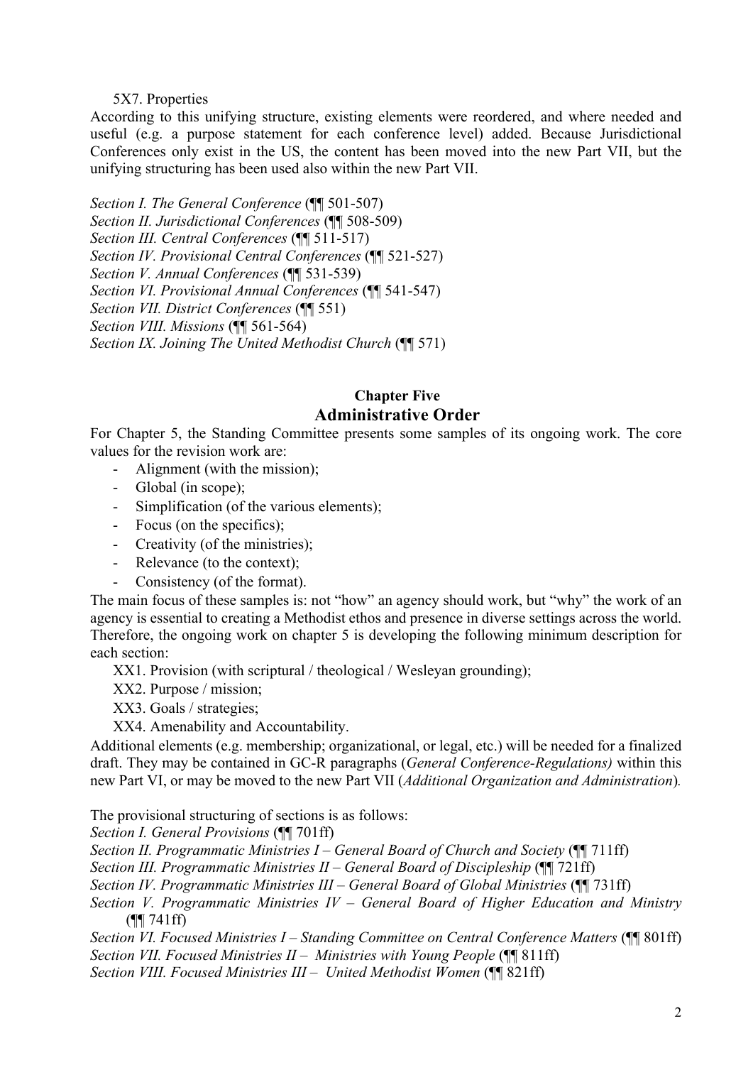5X7. Properties

According to this unifying structure, existing elements were reordered, and where needed and useful (e.g. a purpose statement for each conference level) added. Because Jurisdictional Conferences only exist in the US, the content has been moved into the new Part VII, but the unifying structuring has been used also within the new Part VII.

*Section I. The General Conference* (¶¶ 501-507)
*Section II. Jurisdictional Conferences* (¶¶ 508-509)
*Section III. Central Conferences* (¶¶ 511-517)
*Section IV. Provisional Central Conferences* (¶¶ 521-527)
*Section V. Annual Conferences* (¶¶ 531-539)
*Section VI. Provisional Annual Conferences* (¶¶ 541-547)
*Section VII. District Conferences* (¶¶ 551)
*Section VIII. Missions* (¶¶ 561-564)
*Section IX. Joining The United Methodist Church* (¶¶ 571)

## Chapter Five
## Administrative Order

For Chapter 5, the Standing Committee presents some samples of its ongoing work. The core values for the revision work are:

- Alignment (with the mission);
- Global (in scope);
- Simplification (of the various elements);
- Focus (on the specifics);
- Creativity (of the ministries);
- Relevance (to the context);
- Consistency (of the format).

The main focus of these samples is: not "how" an agency should work, but "why" the work of an agency is essential to creating a Methodist ethos and presence in diverse settings across the world. Therefore, the ongoing work on chapter 5 is developing the following minimum description for each section:

XX1. Provision (with scriptural / theological / Wesleyan grounding);

XX2. Purpose / mission;

XX3. Goals / strategies;

XX4. Amenability and Accountability.

Additional elements (e.g. membership; organizational, or legal, etc.) will be needed for a finalized draft. They may be contained in GC-R paragraphs (*General Conference-Regulations)* within this new Part VI, or may be moved to the new Part VII (*Additional Organization and Administration*).

The provisional structuring of sections is as follows:

*Section I. General Provisions* (¶¶ 701ff)
*Section II. Programmatic Ministries I – General Board of Church and Society* (¶¶ 711ff)
*Section III. Programmatic Ministries II – General Board of Discipleship* (¶¶ 721ff)
*Section IV. Programmatic Ministries III – General Board of Global Ministries* (¶¶ 731ff)
*Section V. Programmatic Ministries IV – General Board of Higher Education and Ministry* (¶¶ 741ff)
*Section VI. Focused Ministries I – Standing Committee on Central Conference Matters* (¶¶ 801ff)
*Section VII. Focused Ministries II – Ministries with Young People* (¶¶ 811ff)
*Section VIII. Focused Ministries III – United Methodist Women* (¶¶ 821ff)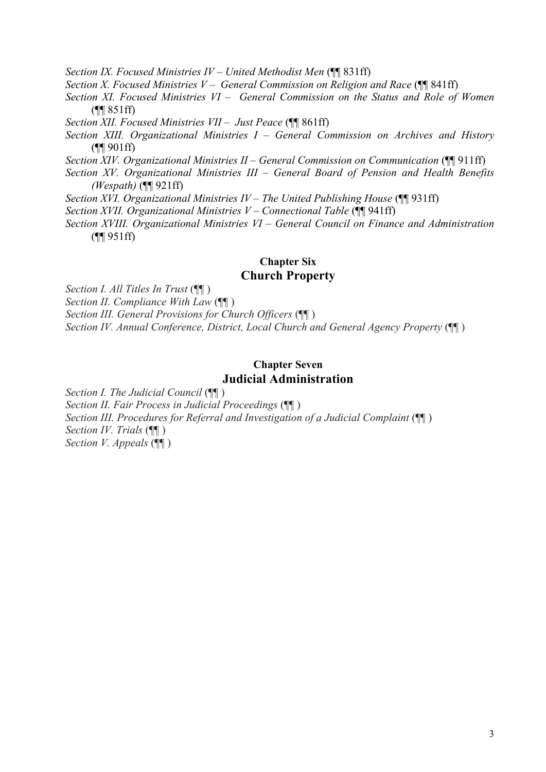*Section IX. Focused Ministries IV – United Methodist Men* (¶¶ 831ff)

*Section X. Focused Ministries V – General Commission on Religion and Race* (¶¶ 841ff)

*Section XI. Focused Ministries VI – General Commission on the Status and Role of Women* (¶¶ 851ff)

*Section XII. Focused Ministries VII – Just Peace* (¶¶ 861ff)

*Section XIII. Organizational Ministries I – General Commission on Archives and History* (¶¶ 901ff)

*Section XIV. Organizational Ministries II – General Commission on Communication* (¶¶ 911ff)

*Section XV. Organizational Ministries III – General Board of Pension and Health Benefits (Wespath)* (¶¶ 921ff)

*Section XVI. Organizational Ministries IV – The United Publishing House* (¶¶ 931ff)

*Section XVII. Organizational Ministries V – Connectional Table* (¶¶ 941ff)

*Section XVIII. Organizational Ministries VI – General Council on Finance and Administration* (¶¶ 951ff)

## Chapter Six
## Church Property

*Section I. All Titles In Trust* (¶¶ )

*Section II. Compliance With Law* (¶¶ )

*Section III. General Provisions for Church Officers* (¶¶ )

*Section IV. Annual Conference, District, Local Church and General Agency Property* (¶¶ )

## Chapter Seven
## Judicial Administration

*Section I. The Judicial Council* (¶¶ )

*Section II. Fair Process in Judicial Proceedings* (¶¶ )

*Section III. Procedures for Referral and Investigation of a Judicial Complaint* (¶¶ )

*Section IV. Trials* (¶¶ )

*Section V. Appeals* (¶¶ )